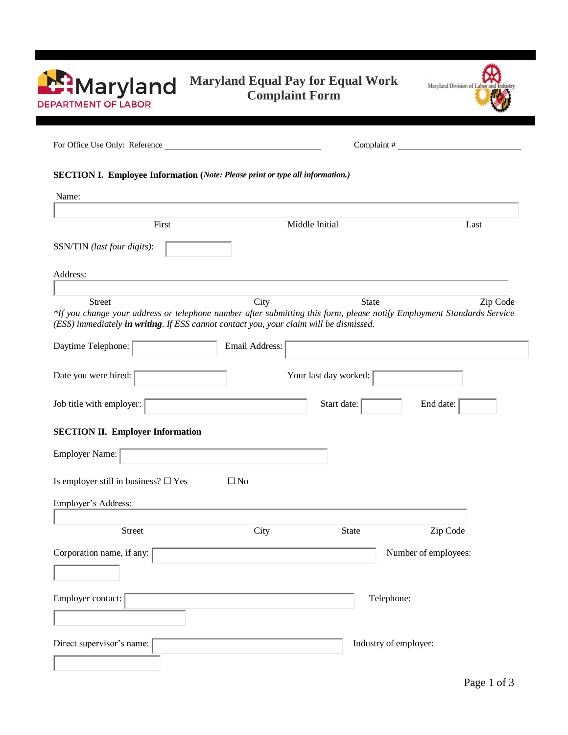Maryland DEPARTMENT OF LABOR

# Maryland Equal Pay for Equal Work Complaint Form

Maryland Division of Labor and Industry

For Office Use Only: Reference ______________________ Complaint # ______________________

______

## SECTION I. Employee Information (*Note: Please print or type all information.)*

Name:

First Middle Initial Last

SSN/TIN *(last four digits)*:

Address:

Street City State Zip Code

*\*If you change your address or telephone number after submitting this form, please notify Employment Standards Service (ESS) immediately **in writing**. If ESS cannot contact you, your claim will be dismissed.*

Daytime Telephone: Email Address:

Date you were hired: Your last day worked:

Job title with employer: Start date: End date:

## SECTION II. Employer Information

Employer Name:

Is employer still in business? ☐ Yes ☐ No

Employer's Address:

Street City State Zip Code

Corporation name, if any: Number of employees:

Employer contact: Telephone:

Direct supervisor's name: Industry of employer: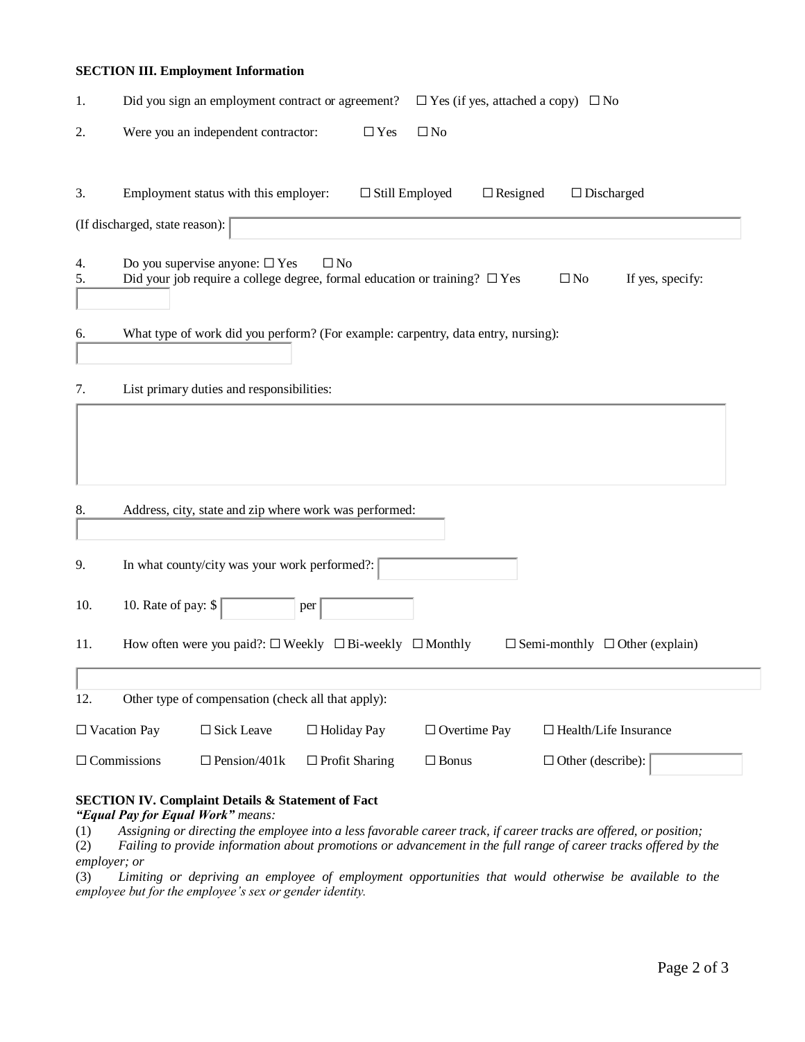**SECTION III. Employment Information**

1. Did you sign an employment contract or agreement? ☐ Yes (if yes, attached a copy) ☐ No

2. Were you an independent contractor: ☐ Yes ☐ No

3. Employment status with this employer: ☐ Still Employed ☐ Resigned ☐ Discharged

(If discharged, state reason):

4. Do you supervise anyone: ☐ Yes ☐ No
5. Did your job require a college degree, formal education or training? ☐ Yes ☐ No If yes, specify:

6. What type of work did you perform? (For example: carpentry, data entry, nursing):

7. List primary duties and responsibilities:

8. Address, city, state and zip where work was performed:

9. In what county/city was your work performed?:

10. 10. Rate of pay: $ per

11. How often were you paid?: ☐ Weekly ☐ Bi-weekly ☐ Monthly ☐ Semi-monthly ☐ Other (explain)

12. Other type of compensation (check all that apply):

☐ Vacation Pay ☐ Sick Leave ☐ Holiday Pay ☐ Overtime Pay ☐ Health/Life Insurance

☐ Commissions ☐ Pension/401k ☐ Profit Sharing ☐ Bonus ☐ Other (describe):

**SECTION IV. Complaint Details & Statement of Fact**

***"Equal Pay for Equal Work"*** *means:*

(1) *Assigning or directing the employee into a less favorable career track, if career tracks are offered, or position;*

(2) *Failing to provide information about promotions or advancement in the full range of career tracks offered by the employer; or*

(3) *Limiting or depriving an employee of employment opportunities that would otherwise be available to the employee but for the employee's sex or gender identity.*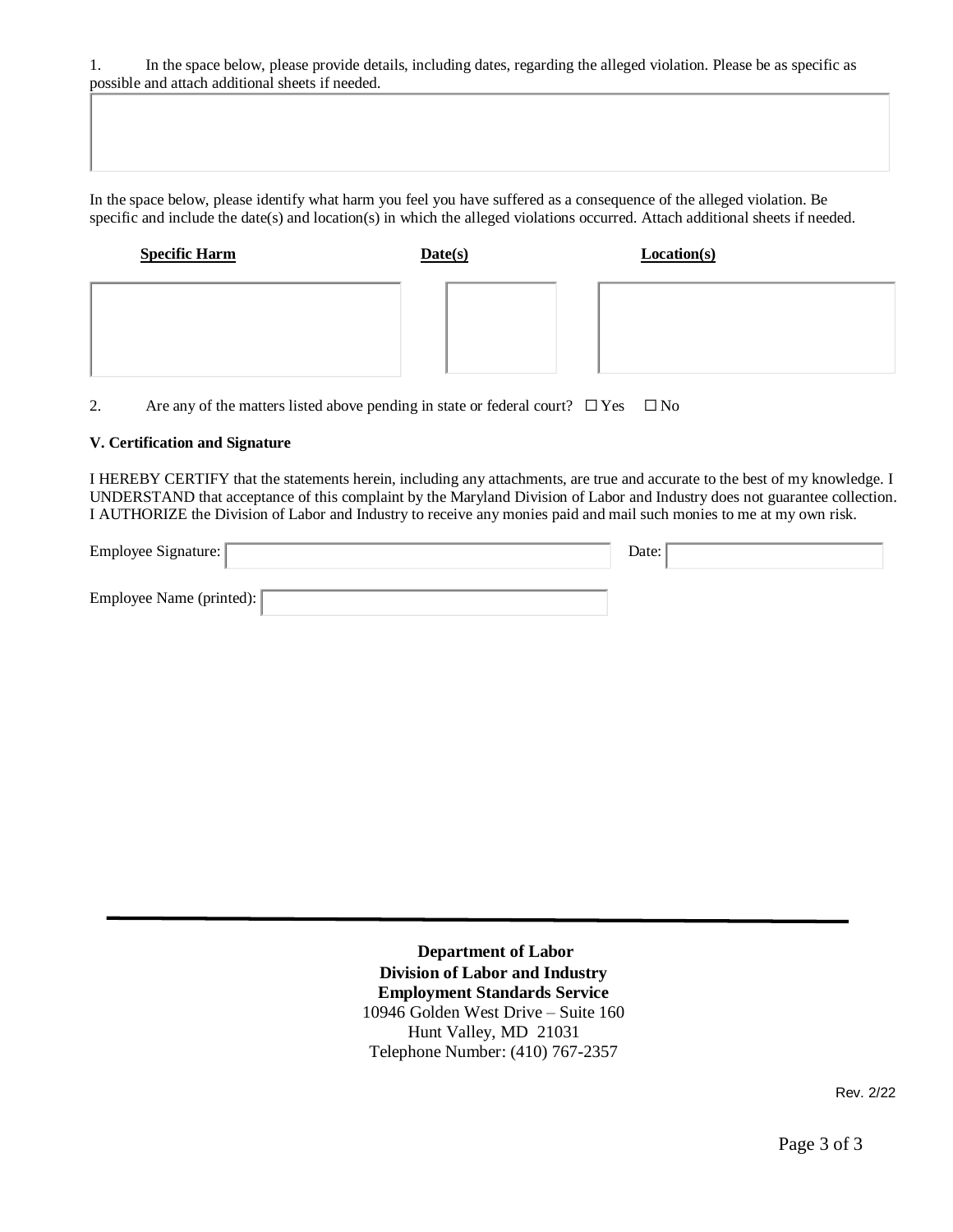1. In the space below, please provide details, including dates, regarding the alleged violation. Please be as specific as possible and attach additional sheets if needed.

In the space below, please identify what harm you feel you have suffered as a consequence of the alleged violation. Be specific and include the date(s) and location(s) in which the alleged violations occurred. Attach additional sheets if needed.

| Specific Harm | Date(s) | Location(s) |
|---|---|---|
| | | |

2. Are any of the matters listed above pending in state or federal court? ☐ Yes ☐ No

**V. Certification and Signature**

I HEREBY CERTIFY that the statements herein, including any attachments, are true and accurate to the best of my knowledge. I UNDERSTAND that acceptance of this complaint by the Maryland Division of Labor and Industry does not guarantee collection. I AUTHORIZE the Division of Labor and Industry to receive any monies paid and mail such monies to me at my own risk.

Employee Signature: ______________________ Date: ______________

Employee Name (printed): ______________________

**Department of Labor**
**Division of Labor and Industry**
**Employment Standards Service**
10946 Golden West Drive – Suite 160
Hunt Valley, MD 21031
Telephone Number: (410) 767-2357

Rev. 2/22